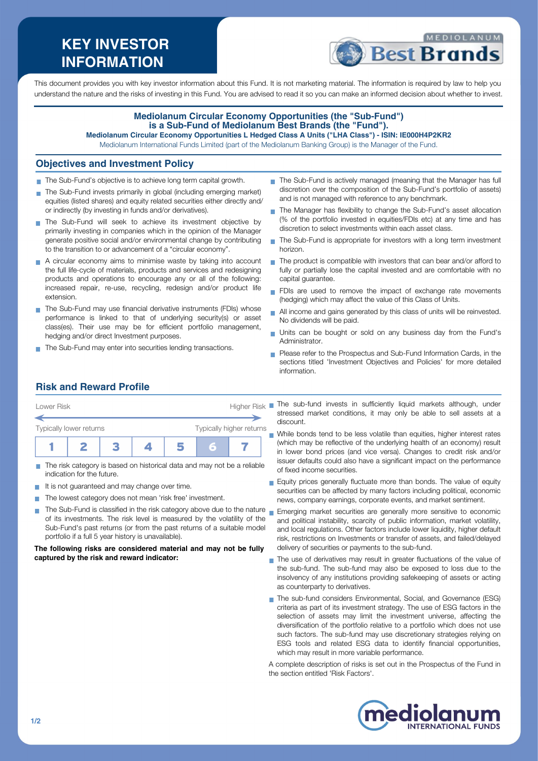# KEY INVESTOR INFORMATION

MEDIOLANUM Best Brands

This document provides you with key investor information about this Fund. It is not marketing material. The information is required by law to help you understand the nature and the risks of investing in this Fund. You are advised to read it so you can make an informed decision about whether to invest.

**Mediolanum Circular Economy Opportunities (the "Sub-Fund") is a Sub-Fund of Mediolanum Best Brands (the "Fund").**

**Mediolanum Circular Economy Opportunities L Hedged Class A Units ("LHA Class") - ISIN: IE000H4P2KR2**

Mediolanum International Funds Limited (part of the Mediolanum Banking Group) is the Manager of the Fund.

## Objectives and Investment Policy

- The Sub-Fund's objective is to achieve long term capital growth.
- The Sub-Fund invests primarily in global (including emerging market) equities (listed shares) and equity related securities either directly and/ or indirectly (by investing in funds and/or derivatives).
- The Sub-Fund will seek to achieve its investment objective by primarily investing in companies which in the opinion of the Manager generate positive social and/or environmental change by contributing to the transition to or advancement of a "circular economy".
- A circular economy aims to minimise waste by taking into account the full life-cycle of materials, products and services and redesigning products and operations to encourage any or all of the following: increased repair, re-use, recycling, redesign and/or product life extension.
- The Sub-Fund may use financial derivative instruments (FDIs) whose performance is linked to that of underlying security(s) or asset class(es). Their use may be for efficient portfolio management, hedging and/or direct Investment purposes.
- The Sub-Fund may enter into securities lending transactions.
- The Sub-Fund is actively managed (meaning that the Manager has full discretion over the composition of the Sub-Fund's portfolio of assets) and is not managed with reference to any benchmark.
- The Manager has flexibility to change the Sub-Fund's asset allocation (% of the portfolio invested in equities/FDIs etc) at any time and has discretion to select investments within each asset class.
- The Sub-Fund is appropriate for investors with a long term investment horizon.
- The product is compatible with investors that can bear and/or afford to fully or partially lose the capital invested and are comfortable with no capital guarantee.
- FDIs are used to remove the impact of exchange rate movements (hedging) which may affect the value of this Class of Units.
- All income and gains generated by this class of units will be reinvested. No dividends will be paid.
- Units can be bought or sold on any business day from the Fund's Administrator.
- Please refer to the Prospectus and Sub-Fund Information Cards, in the sections titled 'Investment Objectives and Policies' for more detailed information.

## Risk and Reward Profile

Lower Risk — Higher Risk

Typically lower returns — Typically higher returns

| 1 | 2 | 3 | 4 | 5 | **6** | 7 |
|---|---|---|---|---|---|---|

- The risk category is based on historical data and may not be a reliable indication for the future.
- It is not guaranteed and may change over time.
- The lowest category does not mean 'risk free' investment.
- The Sub-Fund is classified in the risk category above due to the nature of its investments. The risk level is measured by the volatility of the Sub-Fund's past returns (or from the past returns of a suitable model portfolio if a full 5 year history is unavailable).

**The following risks are considered material and may not be fully captured by the risk and reward indicator:**

- The sub-fund invests in sufficiently liquid markets although, under stressed market conditions, it may only be able to sell assets at a discount.
- While bonds tend to be less volatile than equities, higher interest rates (which may be reflective of the underlying health of an economy) result in lower bond prices (and vice versa). Changes to credit risk and/or issuer defaults could also have a significant impact on the performance of fixed income securities.
- Equity prices generally fluctuate more than bonds. The value of equity securities can be affected by many factors including political, economic news, company earnings, corporate events, and market sentiment.
- Emerging market securities are generally more sensitive to economic and political instability, scarcity of public information, market volatility, and local regulations. Other factors include lower liquidity, higher default risk, restrictions on Investments or transfer of assets, and failed/delayed delivery of securities or payments to the sub-fund.
- The use of derivatives may result in greater fluctuations of the value of the sub-fund. The sub-fund may also be exposed to loss due to the insolvency of any institutions providing safekeeping of assets or acting as counterparty to derivatives.
- The sub-fund considers Environmental, Social, and Governance (ESG) criteria as part of its investment strategy. The use of ESG factors in the selection of assets may limit the investment universe, affecting the diversification of the portfolio relative to a portfolio which does not use such factors. The sub-fund may use discretionary strategies relying on ESG tools and related ESG data to identify financial opportunities, which may result in more variable performance.

A complete description of risks is set out in the Prospectus of the Fund in the section entitled 'Risk Factors'.

mediolanum INTERNATIONAL FUNDS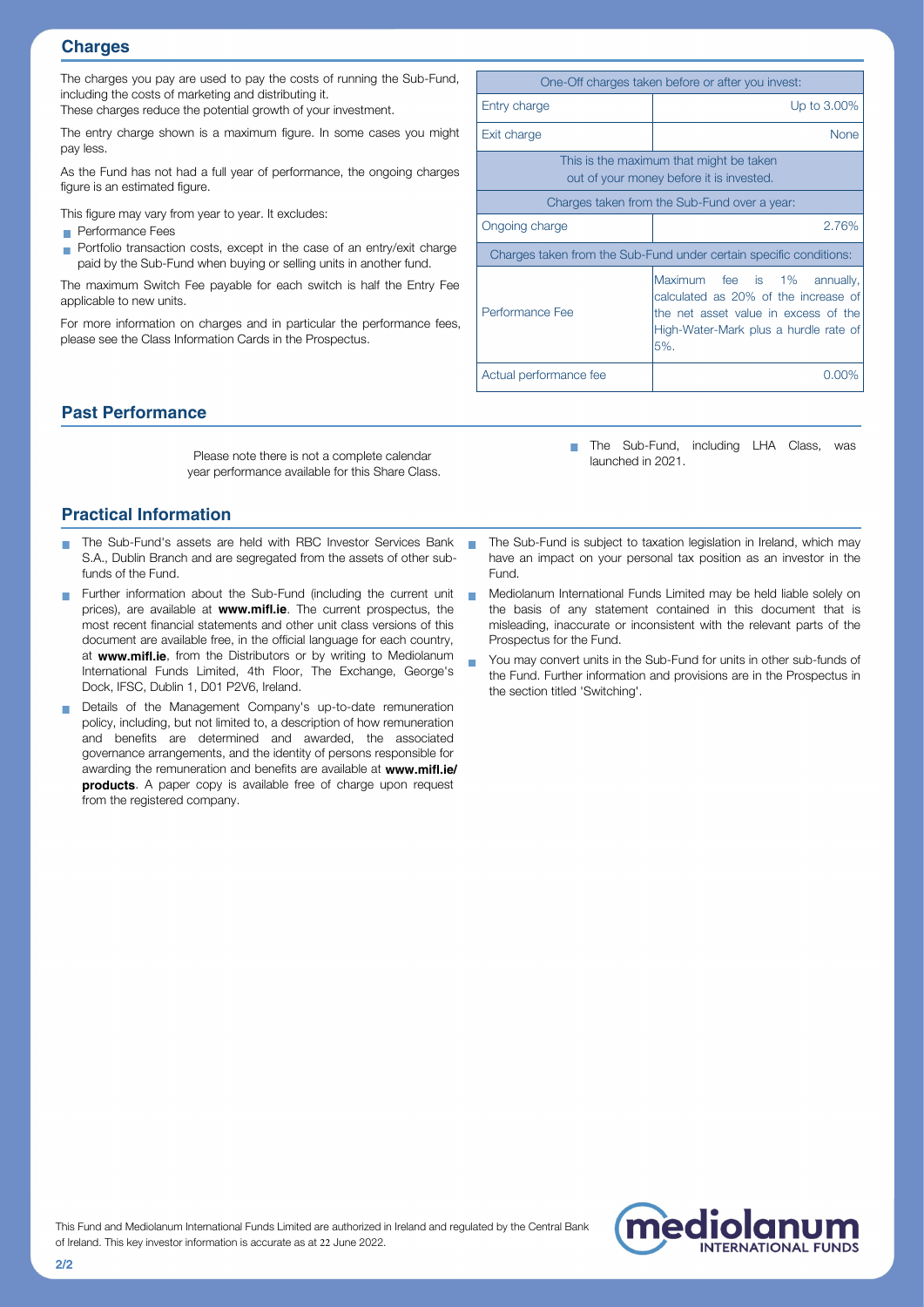## Charges

The charges you pay are used to pay the costs of running the Sub-Fund, including the costs of marketing and distributing it.
These charges reduce the potential growth of your investment.

The entry charge shown is a maximum figure. In some cases you might pay less.

As the Fund has not had a full year of performance, the ongoing charges figure is an estimated figure.

This figure may vary from year to year. It excludes:

- Performance Fees
- Portfolio transaction costs, except in the case of an entry/exit charge paid by the Sub-Fund when buying or selling units in another fund.

The maximum Switch Fee payable for each switch is half the Entry Fee applicable to new units.

For more information on charges and in particular the performance fees, please see the Class Information Cards in the Prospectus.

| One-Off charges taken before or after you invest: | |
|---|---|
| Entry charge | Up to 3.00% |
| Exit charge | None |
| This is the maximum that might be taken out of your money before it is invested. | |
| Charges taken from the Sub-Fund over a year: | |
| Ongoing charge | 2.76% |
| Charges taken from the Sub-Fund under certain specific conditions: | |
| Performance Fee | Maximum fee is 1% annually, calculated as 20% of the increase of the net asset value in excess of the High-Water-Mark plus a hurdle rate of 5%. |
| Actual performance fee | 0.00% |

## Past Performance

Please note there is not a complete calendar year performance available for this Share Class.

- The Sub-Fund, including LHA Class, was launched in 2021.

## Practical Information

- The Sub-Fund's assets are held with RBC Investor Services Bank S.A., Dublin Branch and are segregated from the assets of other sub-funds of the Fund.
- Further information about the Sub-Fund (including the current unit prices), are available at **www.mifl.ie**. The current prospectus, the most recent financial statements and other unit class versions of this document are available free, in the official language for each country, at **www.mifl.ie**, from the Distributors or by writing to Mediolanum International Funds Limited, 4th Floor, The Exchange, George's Dock, IFSC, Dublin 1, D01 P2V6, Ireland.
- Details of the Management Company's up-to-date remuneration policy, including, but not limited to, a description of how remuneration and benefits are determined and awarded, the associated governance arrangements, and the identity of persons responsible for awarding the remuneration and benefits are available at **www.mifl.ie/products**. A paper copy is available free of charge upon request from the registered company.
- The Sub-Fund is subject to taxation legislation in Ireland, which may have an impact on your personal tax position as an investor in the Fund.
- Mediolanum International Funds Limited may be held liable solely on the basis of any statement contained in this document that is misleading, inaccurate or inconsistent with the relevant parts of the Prospectus for the Fund.
- You may convert units in the Sub-Fund for units in other sub-funds of the Fund. Further information and provisions are in the Prospectus in the section titled 'Switching'.

This Fund and Mediolanum International Funds Limited are authorized in Ireland and regulated by the Central Bank of Ireland. This key investor information is accurate as at 22 June 2022.